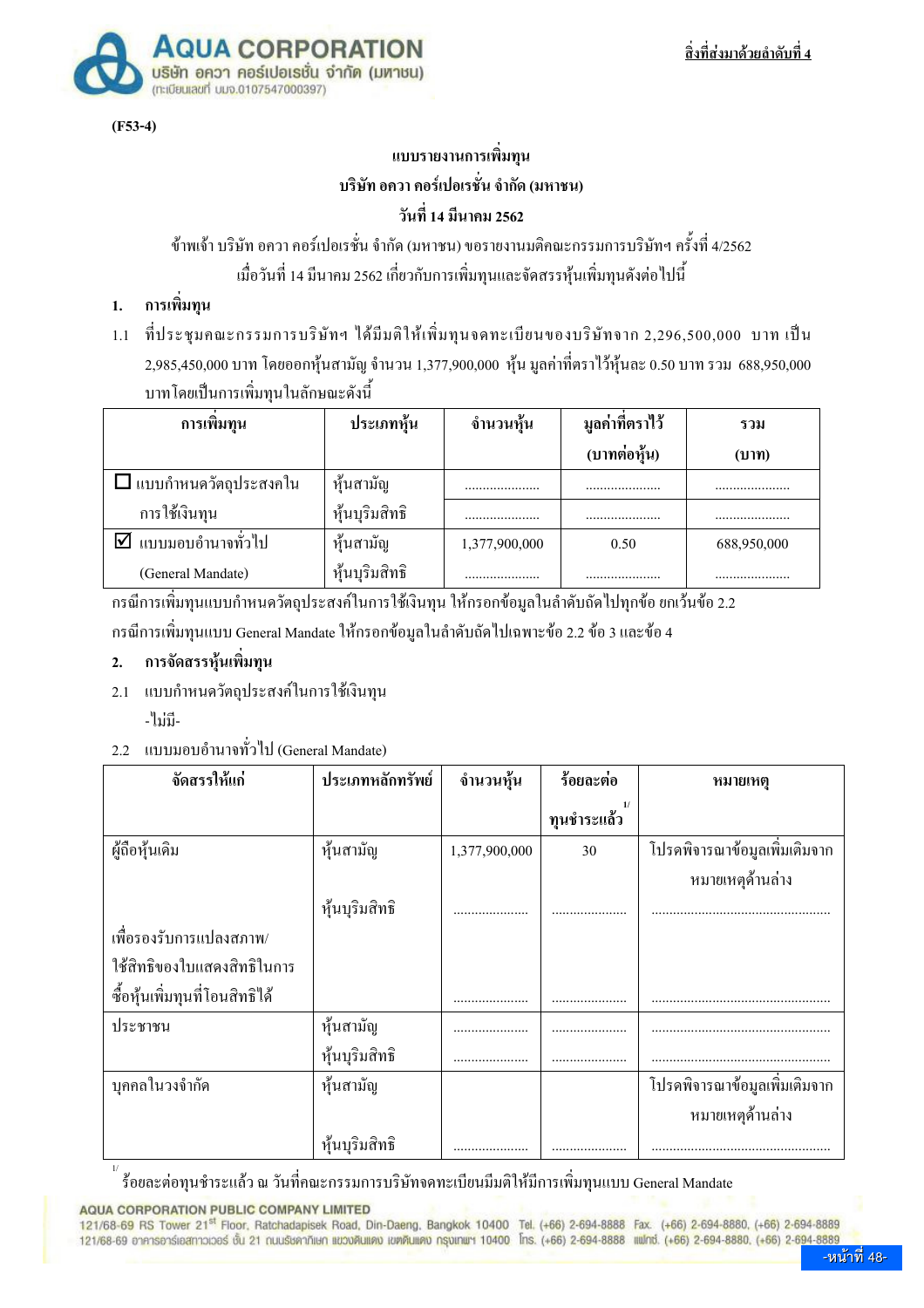สิ่งที่ส่งมาด้วยลำดับที่ 4

(F53-4)

**แบบรายงานการเพิ่มทุน**

**บริษัท อควา คอร์เปอเรชั่น จำกัด (มหาชน)**

**วันที่ 14 มีนาคม 2562**

ข้าพเจ้า บริษัท อควา คอร์เปอเรชั่น จำกัด (มหาชน) ขอรายงานมติคณะกรรมการบริษัทฯ ครั้งที่ 4/2562 เมื่อวันที่ 14 มีนาคม 2562 เกี่ยวกับการเพิ่มทุนและจัดสรรหุ้นเพิ่มทุนดังต่อไปนี้

**1. การเพิ่มทุน**

1.1 ที่ประชุมคณะกรรมการบริษัทฯ ได้มีมติให้เพิ่มทุนจดทะเบียนของบริษัทจาก 2,296,500,000 บาท เป็น 2,985,450,000 บาท โดยออกหุ้นสามัญ จำนวน 1,377,900,000 หุ้น มูลค่าที่ตราไว้หุ้นละ 0.50 บาท รวม 688,950,000 บาทโดยเป็นการเพิ่มทุนในลักษณะดังนี้

| การเพิ่มทุน | ประเภทหุ้น | จำนวนหุ้น | มูลค่าที่ตราไว้ (บาทต่อหุ้น) | รวม (บาท) |
|---|---|---|---|---|
| ☐ แบบกำหนดวัตถุประสงค์ในการใช้เงินทุน | หุ้นสามัญ | ..................... | ..................... | ..................... |
| | หุ้นบุริมสิทธิ | ..................... | ..................... | ..................... |
| ☑ แบบมอบอำนาจทั่วไป (General Mandate) | หุ้นสามัญ | 1,377,900,000 | 0.50 | 688,950,000 |
| | หุ้นบุริมสิทธิ | ..................... | ..................... | ..................... |

กรณีการเพิ่มทุนแบบกำหนดวัตถุประสงค์ในการใช้เงินทุน ให้กรอกข้อมูลในลำดับถัดไปทุกข้อ ยกเว้นข้อ 2.2

กรณีการเพิ่มทุนแบบ General Mandate ให้กรอกข้อมูลในลำดับถัดไปเฉพาะข้อ 2.2 ข้อ 3 และข้อ 4

**2. การจัดสรรหุ้นเพิ่มทุน**

2.1 แบบกำหนดวัตถุประสงค์ในการใช้เงินทุน

-ไม่มี-

2.2 แบบมอบอำนาจทั่วไป (General Mandate)

| จัดสรรให้แก่ | ประเภทหลักทรัพย์ | จำนวนหุ้น | ร้อยละต่อทุนชำระแล้ว [1/] | หมายเหตุ |
|---|---|---|---|---|
| ผู้ถือหุ้นเดิม | หุ้นสามัญ | 1,377,900,000 | 30 | โปรดพิจารณาข้อมูลเพิ่มเติมจากหมายเหตุด้านล่าง |
| | หุ้นบุริมสิทธิ | ..................... | ..................... | ..................................................... |
| เพื่อรองรับการแปลงสภาพ/ใช้สิทธิของใบแสดงสิทธิในการซื้อหุ้นเพิ่มทุนที่โอนสิทธิได้ | | ..................... | ..................... | ..................................................... |
| ประชาชน | หุ้นสามัญ | ..................... | ..................... | ..................................................... |
| | หุ้นบุริมสิทธิ | ..................... | ..................... | ..................................................... |
| บุคคลในวงจำกัด | หุ้นสามัญ | | | โปรดพิจารณาข้อมูลเพิ่มเติมจากหมายเหตุด้านล่าง |
| | หุ้นบุริมสิทธิ | ..................... | ..................... | ..................................................... |

[1/] ร้อยละต่อทุนชำระแล้ว ณ วันที่คณะกรรมการบริษัทจดทะเบียนมีมติให้มีการเพิ่มทุนแบบ General Mandate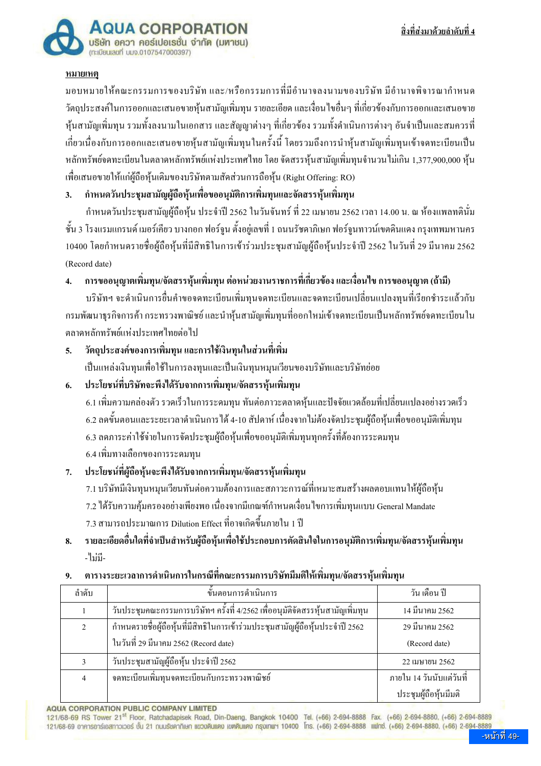สิ่งที่ส่งมาด้วยลำดับที่ 4

**หมายเหตุ**

มอบหมายให้คณะกรรมการของบริษัท และ/หรือกรรมการที่มีอำนาจลงนามของบริษัท มีอำนาจพิจารณากำหนดวัตถุประสงค์ในการออกและเสนอขายหุ้นสามัญเพิ่มทุน รายละเอียด และเงื่อนไขอื่นๆ ที่เกี่ยวข้องกับการออกและเสนอขายหุ้นสามัญเพิ่มทุน รวมทั้งลงนามในเอกสาร และสัญญาต่างๆ ที่เกี่ยวข้อง รวมทั้งดำเนินการต่างๆ อันจำเป็นและสมควรที่เกี่ยวเนื่องกับการออกและเสนอขายหุ้นสามัญเพิ่มทุนในครั้งนี้ โดยรวมถึงการนำหุ้นสามัญเพิ่มทุนเข้าจดทะเบียนเป็นหลักทรัพย์จดทะเบียนในตลาดหลักทรัพย์แห่งประเทศไทย โดย จัดสรรหุ้นสามัญเพิ่มทุนจำนวนไม่เกิน 1,377,900,000 หุ้น เพื่อเสนอขายให้แก่ผู้ถือหุ้นเดิมของบริษัทตามสัดส่วนการถือหุ้น (Right Offering: RO)

**3. กำหนดวันประชุมสามัญผู้ถือหุ้นเพื่อขออนุมัติการเพิ่มทุนและจัดสรรหุ้นเพิ่มทุน**

กำหนดวันประชุมสามัญผู้ถือหุ้น ประจำปี 2562 ในวันจันทร์ ที่ 22 เมษายน 2562 เวลา 14.00 น. ณ ห้องแพลทตินั่ม ชั้น 3 โรงแรมแกรนด์ เมอร์เคียว บางกอก ฟอร์จูน ตั้งอยู่เลขที่ 1 ถนนรัชดาภิเษก ฟอร์จูนทาวน์เขตดินแดง กรุงเทพมหานคร 10400 โดยกำหนดรายชื่อผู้ถือหุ้นที่มีสิทธิในการเข้าร่วมประชุมสามัญผู้ถือหุ้นประจำปี 2562 ในวันที่ 29 มีนาคม 2562 (Record date)

**4. การขออนุญาตเพิ่มทุน/จัดสรรหุ้นเพิ่มทุน ต่อหน่วยงานราชการที่เกี่ยวข้อง และเงื่อนไข การขออนุญาต (ถ้ามี)**

บริษัทฯ จะดำเนินการยื่นคำขอจดทะเบียนเพิ่มทุนจดทะเบียนและจดทะเบียนเปลี่ยนแปลงทุนที่เรียกชำระแล้วกับกรมพัฒนาธุรกิจการค้า กระทรวงพาณิชย์ และนำหุ้นสามัญเพิ่มทุนที่ออกใหม่เข้าจดทะเบียนเป็นหลักทรัพย์จดทะเบียนในตลาดหลักทรัพย์แห่งประเทศไทยต่อไป

**5. วัตถุประสงค์ของการเพิ่มทุน และการใช้เงินทุนในส่วนที่เพิ่ม**

เป็นแหล่งเงินทุนเพื่อใช้ในการลงทุนและเป็นเงินทุนหมุนเวียนของบริษัทและบริษัทย่อย

**6. ประโยชน์ที่บริษัทจะพึงได้รับจากการเพิ่มทุน/จัดสรรหุ้นเพิ่มทุน**

6.1 เพิ่มความคล่องตัว รวดเร็วในการระดมทุน ทันต่อภาวะตลาดหุ้นและปัจจัยแวดล้อมที่เปลี่ยนแปลงอย่างรวดเร็ว

6.2 ลดขั้นตอนและระยะเวลาดำเนินการได้ 4-10 สัปดาห์ เนื่องจากไม่ต้องจัดประชุมผู้ถือหุ้นเพื่อขออนุมัติเพิ่มทุน

6.3 ลดภาระค่าใช้จ่ายในการจัดประชุมผู้ถือหุ้นเพื่อขออนุมัติเพิ่มทุนทุกครั้งที่ต้องการระดมทุน

6.4 เพิ่มทางเลือกของการระดมทุน

**7. ประโยชน์ที่ผู้ถือหุ้นจะพึงได้รับจากการเพิ่มทุน/จัดสรรหุ้นเพิ่มทุน**

7.1 บริษัทมีเงินทุนหมุนเวียนทันต่อความต้องการและสภาวะการณ์ที่เหมาะสมสร้างผลตอบแทนให้ผู้ถือหุ้น

7.2 ได้รับความคุ้มครองอย่างเพียงพอ เนื่องจากมีเกณฑ์กำหนดเงื่อนไขการเพิ่มทุนแบบ General Mandate

7.3 สามารถประมาณการ Dilution Effect ที่อาจเกิดขึ้นภายใน 1 ปี

**8. รายละเอียดอื่นใดที่จำเป็นสำหรับผู้ถือหุ้นเพื่อใช้ประกอบการตัดสินใจในการอนุมัติการเพิ่มทุน/จัดสรรหุ้นเพิ่มทุน**

-ไม่มี-

**9. ตารางระยะเวลาการดำเนินการในกรณีที่คณะกรรมการบริษัทมีมติให้เพิ่มทุน/จัดสรรหุ้นเพิ่มทุน**

| ลำดับ | ขั้นตอนการดำเนินการ | วัน เดือน ปี |
|---|---|---|
| 1 | วันประชุมคณะกรรมการบริษัทฯ ครั้งที่ 4/2562 เพื่ออนุมัติจัดสรรหุ้นสามัญเพิ่มทุน | 14 มีนาคม 2562 |
| 2 | กำหนดรายชื่อผู้ถือหุ้นที่มีสิทธิในการเข้าร่วมประชุมสามัญผู้ถือหุ้นประจำปี 2562 ในวันที่ 29 มีนาคม 2562 (Record date) | 29 มีนาคม 2562 (Record date) |
| 3 | วันประชุมสามัญผู้ถือหุ้น ประจำปี 2562 | 22 เมษายน 2562 |
| 4 | จดทะเบียนเพิ่มทุนจดทะเบียนกับกระทรวงพาณิชย์ | ภายใน 14 วันนับแต่วันที่ประชุมผู้ถือหุ้นมีมติ |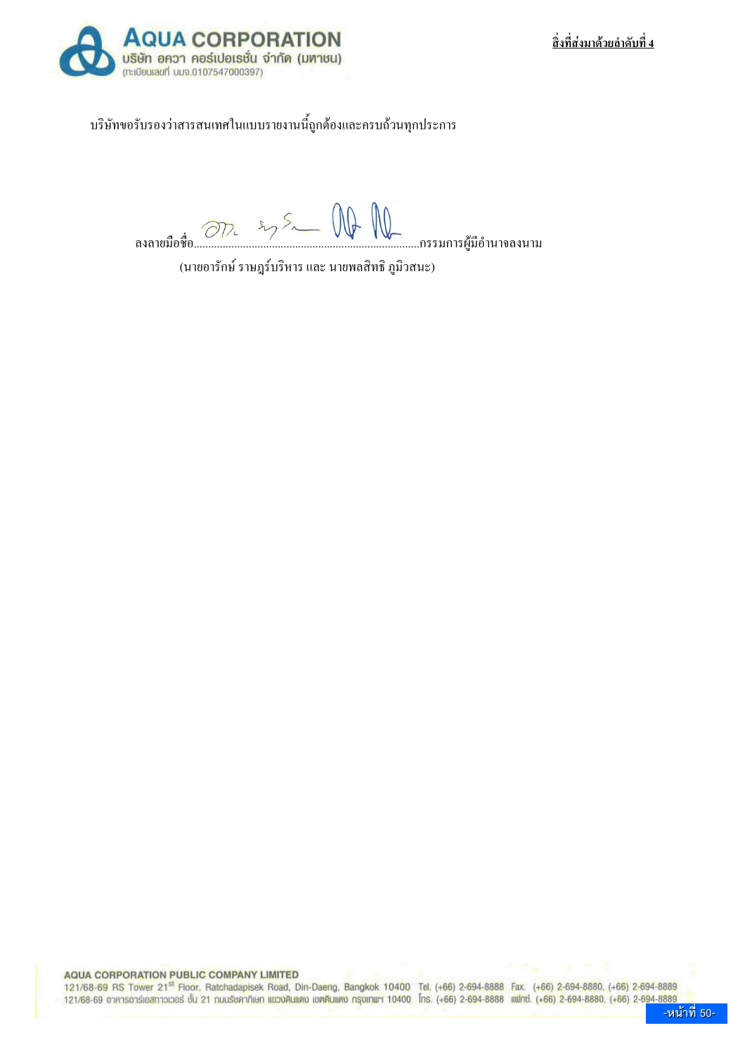สิ่งที่ส่งมาด้วยลำดับที่ 4

บริษัทขอรับรองว่าสารสนเทศในแบบรายงานนี้ถูกต้องและครบถ้วนทุกประการ

ลงลายมือชื่อ.............................................................................กรรมการผู้มีอำนาจลงนาม

(นายอารักษ์ ราษฎร์บริหาร และ นายพลสิทธิ ภูมิวสนะ)